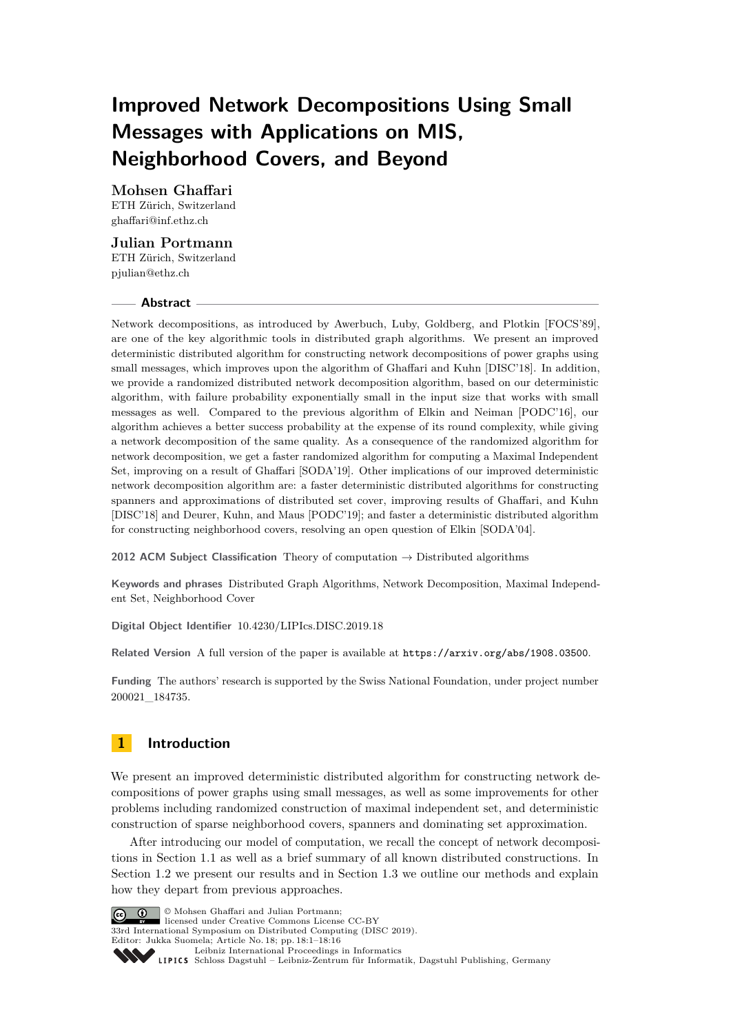# Improved Network Decompositions Using Small Messages with Applications on MIS, Neighborhood Covers, and Beyond

**Mohsen Ghaffari**
ETH Zürich, Switzerland
ghaffari@inf.ethz.ch

**Julian Portmann**
ETH Zürich, Switzerland
pjulian@ethz.ch

## Abstract

Network decompositions, as introduced by Awerbuch, Luby, Goldberg, and Plotkin [FOCS'89], are one of the key algorithmic tools in distributed graph algorithms. We present an improved deterministic distributed algorithm for constructing network decompositions of power graphs using small messages, which improves upon the algorithm of Ghaffari and Kuhn [DISC'18]. In addition, we provide a randomized distributed network decomposition algorithm, based on our deterministic algorithm, with failure probability exponentially small in the input size that works with small messages as well. Compared to the previous algorithm of Elkin and Neiman [PODC'16], our algorithm achieves a better success probability at the expense of its round complexity, while giving a network decomposition of the same quality. As a consequence of the randomized algorithm for network decomposition, we get a faster randomized algorithm for computing a Maximal Independent Set, improving on a result of Ghaffari [SODA'19]. Other implications of our improved deterministic network decomposition algorithm are: a faster deterministic distributed algorithms for constructing spanners and approximations of distributed set cover, improving results of Ghaffari, and Kuhn [DISC'18] and Deurer, Kuhn, and Maus [PODC'19]; and faster a deterministic distributed algorithm for constructing neighborhood covers, resolving an open question of Elkin [SODA'04].

**2012 ACM Subject Classification** Theory of computation → Distributed algorithms

**Keywords and phrases** Distributed Graph Algorithms, Network Decomposition, Maximal Independent Set, Neighborhood Cover

**Digital Object Identifier** 10.4230/LIPIcs.DISC.2019.18

**Related Version** A full version of the paper is available at https://arxiv.org/abs/1908.03500.

**Funding** The authors' research is supported by the Swiss National Foundation, under project number 200021_184735.

## 1 Introduction

We present an improved deterministic distributed algorithm for constructing network decompositions of power graphs using small messages, as well as some improvements for other problems including randomized construction of maximal independent set, and deterministic construction of sparse neighborhood covers, spanners and dominating set approximation.

After introducing our model of computation, we recall the concept of network decompositions in Section 1.1 as well as a brief summary of all known distributed constructions. In Section 1.2 we present our results and in Section 1.3 we outline our methods and explain how they depart from previous approaches.

© Mohsen Ghaffari and Julian Portmann;
licensed under Creative Commons License CC-BY
33rd International Symposium on Distributed Computing (DISC 2019).
Editor: Jukka Suomela; Article No. 18; pp. 18:1–18:16
Leibniz International Proceedings in Informatics
Schloss Dagstuhl – Leibniz-Zentrum für Informatik, Dagstuhl Publishing, Germany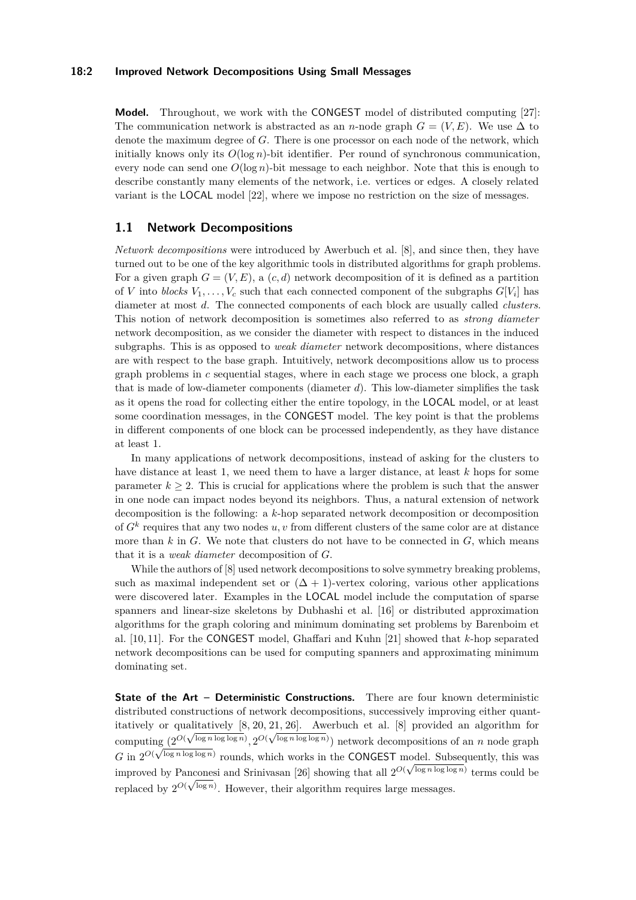**Model.** Throughout, we work with the CONGEST model of distributed computing [27]: The communication network is abstracted as an $n$-node graph $G = (V, E)$. We use $\Delta$ to denote the maximum degree of $G$. There is one processor on each node of the network, which initially knows only its $O(\log n)$-bit identifier. Per round of synchronous communication, every node can send one $O(\log n)$-bit message to each neighbor. Note that this is enough to describe constantly many elements of the network, i.e. vertices or edges. A closely related variant is the LOCAL model [22], where we impose no restriction on the size of messages.

## 1.1 Network Decompositions

*Network decompositions* were introduced by Awerbuch et al. [8], and since then, they have turned out to be one of the key algorithmic tools in distributed algorithms for graph problems. For a given graph $G = (V, E)$, a $(c, d)$ network decomposition of it is defined as a partition of $V$ into *blocks* $V_1, \ldots, V_c$ such that each connected component of the subgraphs $G[V_i]$ has diameter at most $d$. The connected components of each block are usually called *clusters*. This notion of network decomposition is sometimes also referred to as *strong diameter* network decomposition, as we consider the diameter with respect to distances in the induced subgraphs. This is as opposed to *weak diameter* network decompositions, where distances are with respect to the base graph. Intuitively, network decompositions allow us to process graph problems in $c$ sequential stages, where in each stage we process one block, a graph that is made of low-diameter components (diameter $d$). This low-diameter simplifies the task as it opens the road for collecting either the entire topology, in the LOCAL model, or at least some coordination messages, in the CONGEST model. The key point is that the problems in different components of one block can be processed independently, as they have distance at least 1.

In many applications of network decompositions, instead of asking for the clusters to have distance at least 1, we need them to have a larger distance, at least $k$ hops for some parameter $k \geq 2$. This is crucial for applications where the problem is such that the answer in one node can impact nodes beyond its neighbors. Thus, a natural extension of network decomposition is the following: a $k$-hop separated network decomposition or decomposition of $G^k$ requires that any two nodes $u, v$ from different clusters of the same color are at distance more than $k$ in $G$. We note that clusters do not have to be connected in $G$, which means that it is a *weak diameter* decomposition of $G$.

While the authors of [8] used network decompositions to solve symmetry breaking problems, such as maximal independent set or $(\Delta + 1)$-vertex coloring, various other applications were discovered later. Examples in the LOCAL model include the computation of sparse spanners and linear-size skeletons by Dubhashi et al. [16] or distributed approximation algorithms for the graph coloring and minimum dominating set problems by Barenboim et al. [10, 11]. For the CONGEST model, Ghaffari and Kuhn [21] showed that $k$-hop separated network decompositions can be used for computing spanners and approximating minimum dominating set.

**State of the Art – Deterministic Constructions.** There are four known deterministic distributed constructions of network decompositions, successively improving either quantitatively or qualitatively [8, 20, 21, 26]. Awerbuch et al. [8] provided an algorithm for computing $(2^{O(\sqrt{\log n \log \log n})}, 2^{O(\sqrt{\log n \log \log n})})$ network decompositions of an $n$ node graph $G$ in $2^{O(\sqrt{\log n \log \log n})}$ rounds, which works in the CONGEST model. Subsequently, this was improved by Panconesi and Srinivasan [26] showing that all $2^{O(\sqrt{\log n \log \log n})}$ terms could be replaced by $2^{O(\sqrt{\log n})}$. However, their algorithm requires large messages.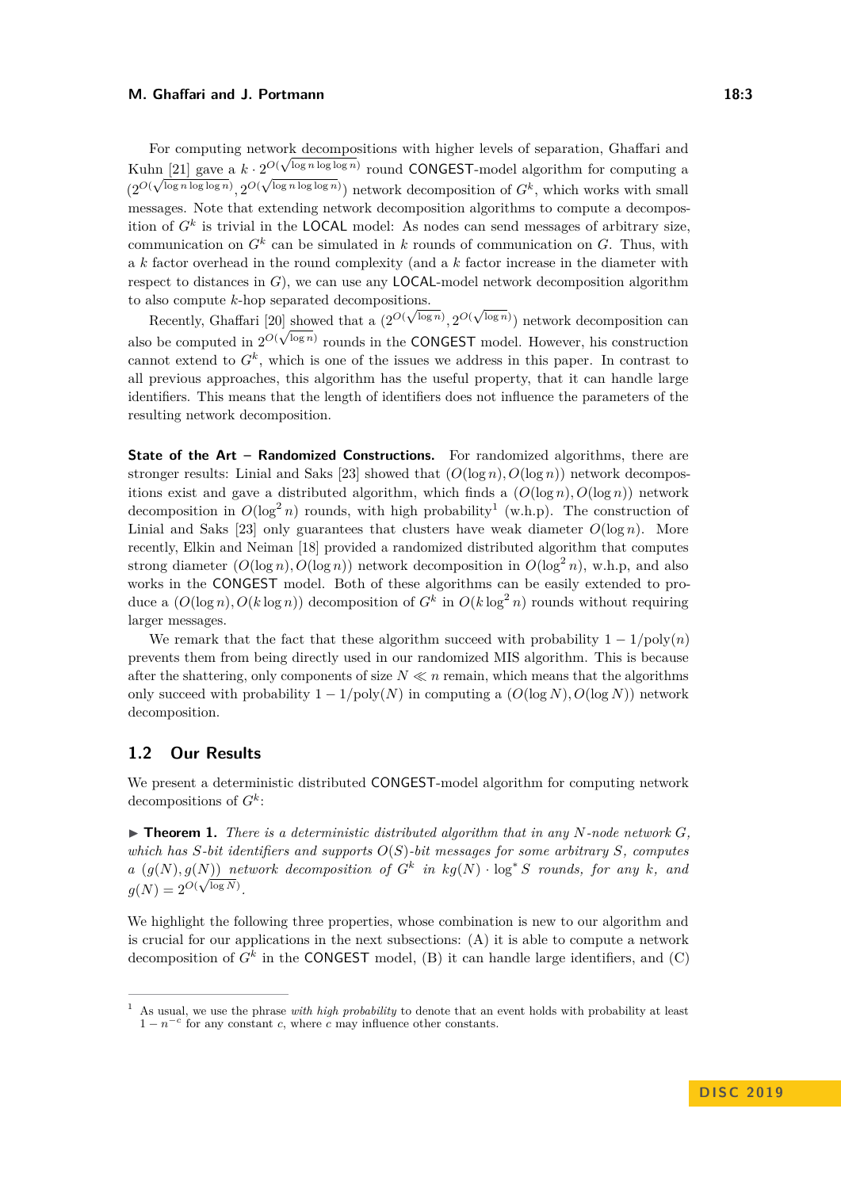For computing network decompositions with higher levels of separation, Ghaffari and Kuhn [21] gave a $k \cdot 2^{O(\sqrt{\log n \log\log n})}$ round CONGEST-model algorithm for computing a $(2^{O(\sqrt{\log n \log\log n})}, 2^{O(\sqrt{\log n \log\log n})})$ network decomposition of $G^k$, which works with small messages. Note that extending network decomposition algorithms to compute a decomposition of $G^k$ is trivial in the LOCAL model: As nodes can send messages of arbitrary size, communication on $G^k$ can be simulated in $k$ rounds of communication on $G$. Thus, with a $k$ factor overhead in the round complexity (and a $k$ factor increase in the diameter with respect to distances in $G$), we can use any LOCAL-model network decomposition algorithm to also compute $k$-hop separated decompositions.

Recently, Ghaffari [20] showed that a $(2^{O(\sqrt{\log n})}, 2^{O(\sqrt{\log n})})$ network decomposition can also be computed in $2^{O(\sqrt{\log n})}$ rounds in the CONGEST model. However, his construction cannot extend to $G^k$, which is one of the issues we address in this paper. In contrast to all previous approaches, this algorithm has the useful property, that it can handle large identifiers. This means that the length of identifiers does not influence the parameters of the resulting network decomposition.

**State of the Art – Randomized Constructions.** For randomized algorithms, there are stronger results: Linial and Saks [23] showed that $(O(\log n), O(\log n))$ network decompositions exist and gave a distributed algorithm, which finds a $(O(\log n), O(\log n))$ network decomposition in $O(\log^2 n)$ rounds, with high probability[1] (w.h.p). The construction of Linial and Saks [23] only guarantees that clusters have weak diameter $O(\log n)$. More recently, Elkin and Neiman [18] provided a randomized distributed algorithm that computes strong diameter $(O(\log n), O(\log n))$ network decomposition in $O(\log^2 n)$, w.h.p, and also works in the CONGEST model. Both of these algorithms can be easily extended to produce a $(O(\log n), O(k \log n))$ decomposition of $G^k$ in $O(k \log^2 n)$ rounds without requiring larger messages.

We remark that the fact that these algorithm succeed with probability $1 - 1/\text{poly}(n)$ prevents them from being directly used in our randomized MIS algorithm. This is because after the shattering, only components of size $N \ll n$ remain, which means that the algorithms only succeed with probability $1 - 1/\text{poly}(N)$ in computing a $(O(\log N), O(\log N))$ network decomposition.

## 1.2 Our Results

We present a deterministic distributed CONGEST-model algorithm for computing network decompositions of $G^k$:

▶ **Theorem 1.** *There is a deterministic distributed algorithm that in any $N$-node network $G$, which has $S$-bit identifiers and supports $O(S)$-bit messages for some arbitrary $S$, computes a $(g(N), g(N))$ network decomposition of $G^k$ in $kg(N) \cdot \log^* S$ rounds, for any $k$, and $g(N) = 2^{O(\sqrt{\log N})}$.*

We highlight the following three properties, whose combination is new to our algorithm and is crucial for our applications in the next subsections: (A) it is able to compute a network decomposition of $G^k$ in the CONGEST model, (B) it can handle large identifiers, and (C)

[1] As usual, we use the phrase *with high probability* to denote that an event holds with probability at least $1 - n^{-c}$ for any constant $c$, where $c$ may influence other constants.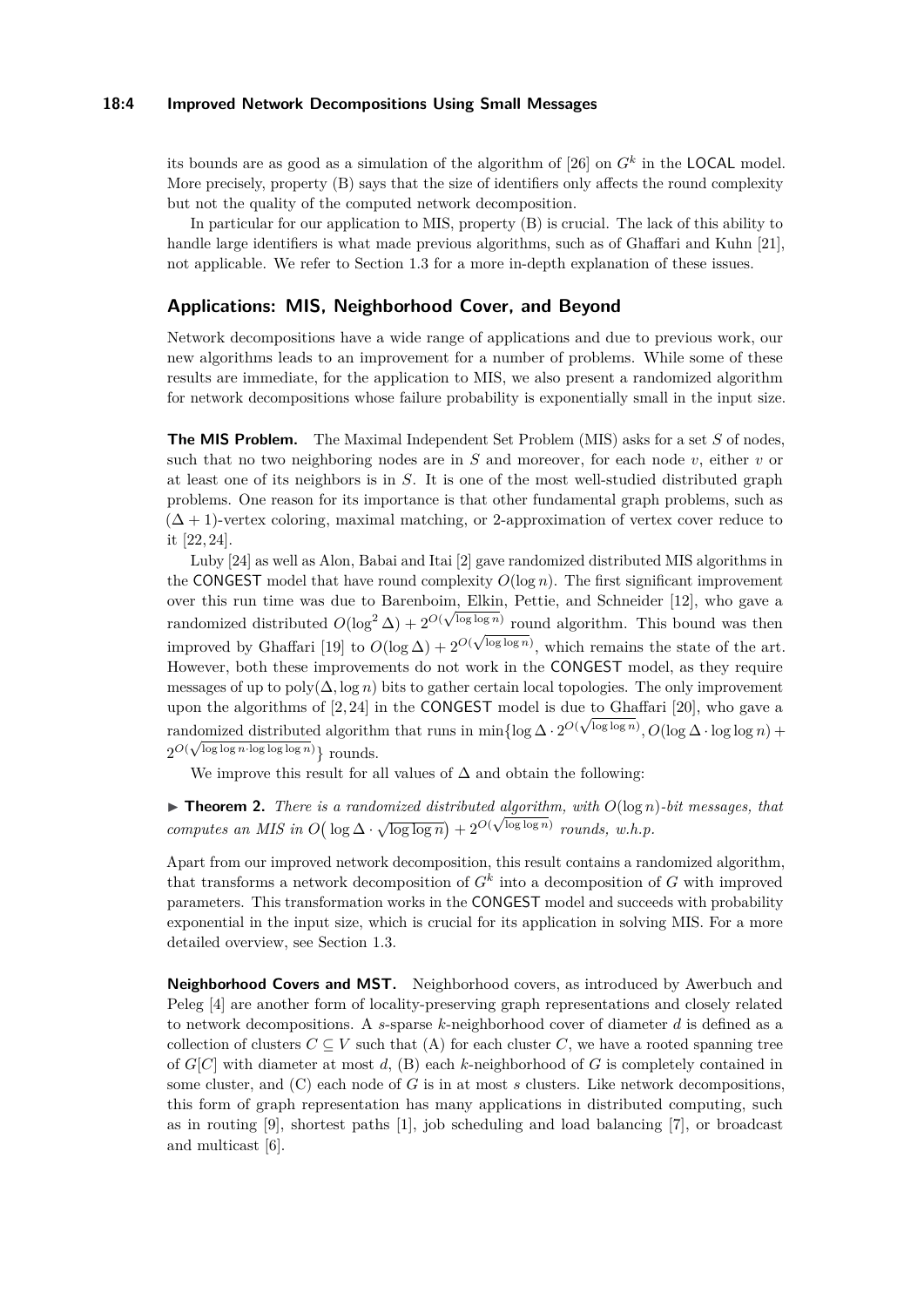its bounds are as good as a simulation of the algorithm of [26] on $G^k$ in the LOCAL model. More precisely, property (B) says that the size of identifiers only affects the round complexity but not the quality of the computed network decomposition.

In particular for our application to MIS, property (B) is crucial. The lack of this ability to handle large identifiers is what made previous algorithms, such as of Ghaffari and Kuhn [21], not applicable. We refer to Section 1.3 for a more in-depth explanation of these issues.

## Applications: MIS, Neighborhood Cover, and Beyond

Network decompositions have a wide range of applications and due to previous work, our new algorithms leads to an improvement for a number of problems. While some of these results are immediate, for the application to MIS, we also present a randomized algorithm for network decompositions whose failure probability is exponentially small in the input size.

**The MIS Problem.** The Maximal Independent Set Problem (MIS) asks for a set $S$ of nodes, such that no two neighboring nodes are in $S$ and moreover, for each node $v$, either $v$ or at least one of its neighbors is in $S$. It is one of the most well-studied distributed graph problems. One reason for its importance is that other fundamental graph problems, such as $(\Delta + 1)$-vertex coloring, maximal matching, or 2-approximation of vertex cover reduce to it [22, 24].

Luby [24] as well as Alon, Babai and Itai [2] gave randomized distributed MIS algorithms in the CONGEST model that have round complexity $O(\log n)$. The first significant improvement over this run time was due to Barenboim, Elkin, Pettie, and Schneider [12], who gave a randomized distributed $O(\log^2 \Delta) + 2^{O(\sqrt{\log\log n})}$ round algorithm. This bound was then improved by Ghaffari [19] to $O(\log \Delta) + 2^{O(\sqrt{\log\log n})}$, which remains the state of the art. However, both these improvements do not work in the CONGEST model, as they require messages of up to $\mathrm{poly}(\Delta, \log n)$ bits to gather certain local topologies. The only improvement upon the algorithms of [2, 24] in the CONGEST model is due to Ghaffari [20], who gave a randomized distributed algorithm that runs in $\min\{\log \Delta \cdot 2^{O(\sqrt{\log\log n})}, O(\log \Delta \cdot \log\log n) + 2^{O(\sqrt{\log\log n \cdot \log\log\log n})}\}$ rounds.

We improve this result for all values of $\Delta$ and obtain the following:

▶ **Theorem 2.** *There is a randomized distributed algorithm, with $O(\log n)$-bit messages, that computes an MIS in $O\big(\log \Delta \cdot \sqrt{\log\log n}\big) + 2^{O(\sqrt{\log\log n})}$ rounds, w.h.p.*

Apart from our improved network decomposition, this result contains a randomized algorithm, that transforms a network decomposition of $G^k$ into a decomposition of $G$ with improved parameters. This transformation works in the CONGEST model and succeeds with probability exponential in the input size, which is crucial for its application in solving MIS. For a more detailed overview, see Section 1.3.

**Neighborhood Covers and MST.** Neighborhood covers, as introduced by Awerbuch and Peleg [4] are another form of locality-preserving graph representations and closely related to network decompositions. A $s$-sparse $k$-neighborhood cover of diameter $d$ is defined as a collection of clusters $C \subseteq V$ such that (A) for each cluster $C$, we have a rooted spanning tree of $G[C]$ with diameter at most $d$, (B) each $k$-neighborhood of $G$ is completely contained in some cluster, and (C) each node of $G$ is in at most $s$ clusters. Like network decompositions, this form of graph representation has many applications in distributed computing, such as in routing [9], shortest paths [1], job scheduling and load balancing [7], or broadcast and multicast [6].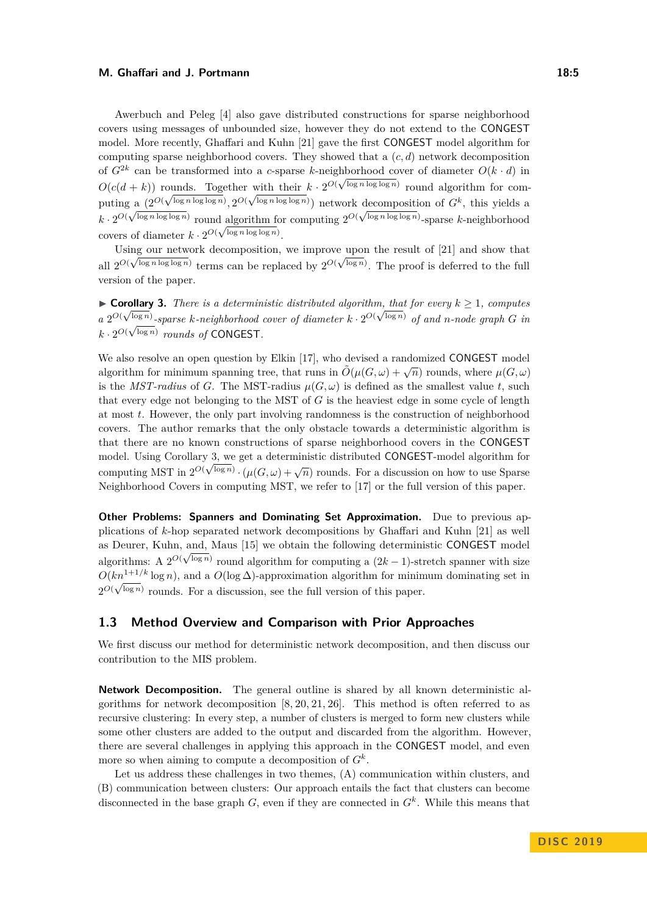Awerbuch and Peleg [4] also gave distributed constructions for sparse neighborhood covers using messages of unbounded size, however they do not extend to the CONGEST model. More recently, Ghaffari and Kuhn [21] gave the first CONGEST model algorithm for computing sparse neighborhood covers. They showed that a $(c, d)$ network decomposition of $G^{2k}$ can be transformed into a $c$-sparse $k$-neighborhood cover of diameter $O(k \cdot d)$ in $O(c(d + k))$ rounds. Together with their $k \cdot 2^{O(\sqrt{\log n \log\log n})}$ round algorithm for computing a $(2^{O(\sqrt{\log n \log\log n})}, 2^{O(\sqrt{\log n \log\log n})})$ network decomposition of $G^k$, this yields a $k \cdot 2^{O(\sqrt{\log n \log\log n})}$ round algorithm for computing $2^{O(\sqrt{\log n \log\log n})}$-sparse $k$-neighborhood covers of diameter $k \cdot 2^{O(\sqrt{\log n \log\log n})}$.

Using our network decomposition, we improve upon the result of [21] and show that all $2^{O(\sqrt{\log n \log\log n})}$ terms can be replaced by $2^{O(\sqrt{\log n})}$. The proof is deferred to the full version of the paper.

▶ **Corollary 3.** *There is a deterministic distributed algorithm, that for every $k \geq 1$, computes a $2^{O(\sqrt{\log n})}$-sparse $k$-neighborhood cover of diameter $k \cdot 2^{O(\sqrt{\log n})}$ of and $n$-node graph $G$ in $k \cdot 2^{O(\sqrt{\log n})}$ rounds of* CONGEST*.*

We also resolve an open question by Elkin [17], who devised a randomized CONGEST model algorithm for minimum spanning tree, that runs in $\tilde{O}(\mu(G, \omega) + \sqrt{n})$ rounds, where $\mu(G, \omega)$ is the *MST-radius* of $G$. The MST-radius $\mu(G, \omega)$ is defined as the smallest value $t$, such that every edge not belonging to the MST of $G$ is the heaviest edge in some cycle of length at most $t$. However, the only part involving randomness is the construction of neighborhood covers. The author remarks that the only obstacle towards a deterministic algorithm is that there are no known constructions of sparse neighborhood covers in the CONGEST model. Using Corollary 3, we get a deterministic distributed CONGEST-model algorithm for computing MST in $2^{O(\sqrt{\log n})} \cdot (\mu(G, \omega) + \sqrt{n})$ rounds. For a discussion on how to use Sparse Neighborhood Covers in computing MST, we refer to [17] or the full version of this paper.

**Other Problems: Spanners and Dominating Set Approximation.** Due to previous applications of $k$-hop separated network decompositions by Ghaffari and Kuhn [21] as well as Deurer, Kuhn, and, Maus [15] we obtain the following deterministic CONGEST model algorithms: A $2^{O(\sqrt{\log n})}$ round algorithm for computing a $(2k-1)$-stretch spanner with size $O(kn^{1+1/k} \log n)$, and a $O(\log \Delta)$-approximation algorithm for minimum dominating set in $2^{O(\sqrt{\log n})}$ rounds. For a discussion, see the full version of this paper.

## 1.3 Method Overview and Comparison with Prior Approaches

We first discuss our method for deterministic network decomposition, and then discuss our contribution to the MIS problem.

**Network Decomposition.** The general outline is shared by all known deterministic algorithms for network decomposition [8, 20, 21, 26]. This method is often referred to as recursive clustering: In every step, a number of clusters is merged to form new clusters while some other clusters are added to the output and discarded from the algorithm. However, there are several challenges in applying this approach in the CONGEST model, and even more so when aiming to compute a decomposition of $G^k$.

Let us address these challenges in two themes, (A) communication within clusters, and (B) communication between clusters: Our approach entails the fact that clusters can become disconnected in the base graph $G$, even if they are connected in $G^k$. While this means that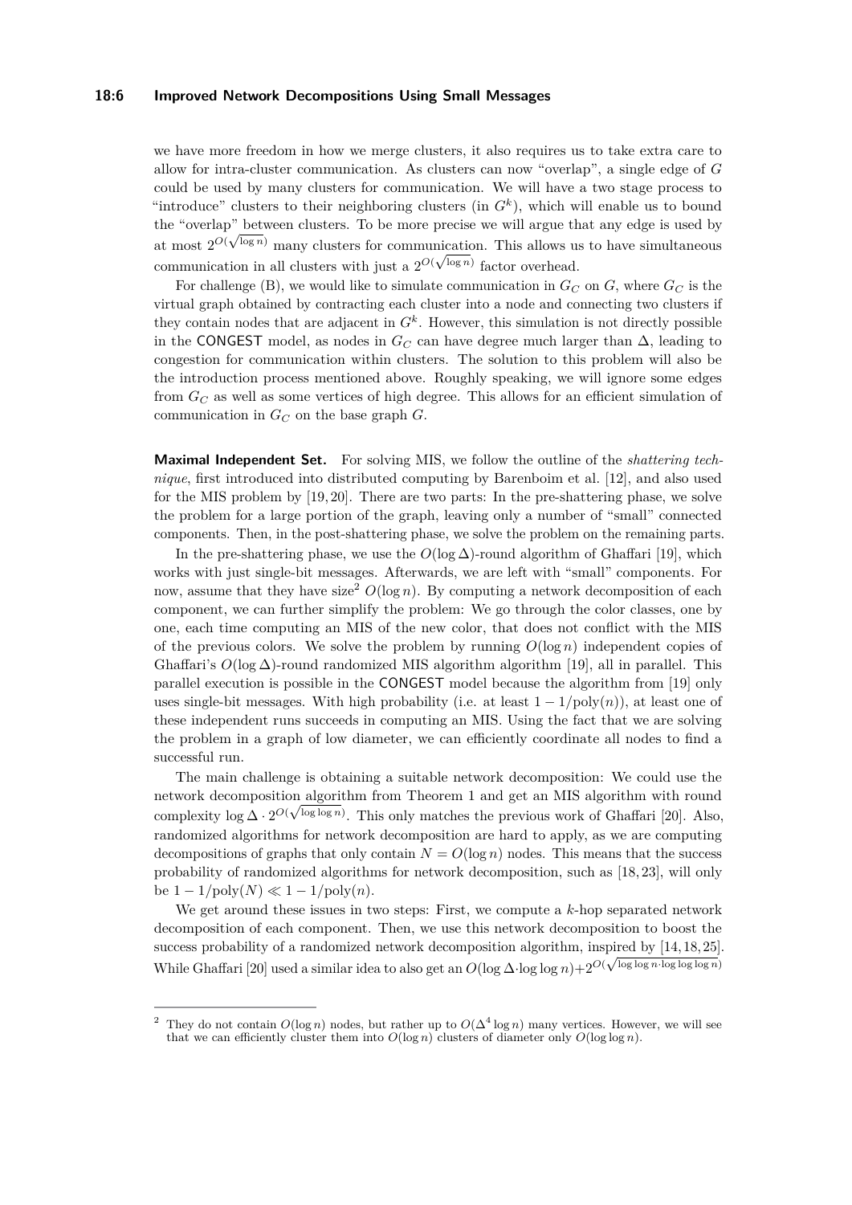we have more freedom in how we merge clusters, it also requires us to take extra care to allow for intra-cluster communication. As clusters can now "overlap", a single edge of $G$ could be used by many clusters for communication. We will have a two stage process to "introduce" clusters to their neighboring clusters (in $G^k$), which will enable us to bound the "overlap" between clusters. To be more precise we will argue that any edge is used by at most $2^{O(\sqrt{\log n})}$ many clusters for communication. This allows us to have simultaneous communication in all clusters with just a $2^{O(\sqrt{\log n})}$ factor overhead.

For challenge (B), we would like to simulate communication in $G_C$ on $G$, where $G_C$ is the virtual graph obtained by contracting each cluster into a node and connecting two clusters if they contain nodes that are adjacent in $G^k$. However, this simulation is not directly possible in the CONGEST model, as nodes in $G_C$ can have degree much larger than $\Delta$, leading to congestion for communication within clusters. The solution to this problem will also be the introduction process mentioned above. Roughly speaking, we will ignore some edges from $G_C$ as well as some vertices of high degree. This allows for an efficient simulation of communication in $G_C$ on the base graph $G$.

**Maximal Independent Set.** For solving MIS, we follow the outline of the *shattering technique*, first introduced into distributed computing by Barenboim et al. [12], and also used for the MIS problem by [19, 20]. There are two parts: In the pre-shattering phase, we solve the problem for a large portion of the graph, leaving only a number of "small" connected components. Then, in the post-shattering phase, we solve the problem on the remaining parts.

In the pre-shattering phase, we use the $O(\log \Delta)$-round algorithm of Ghaffari [19], which works with just single-bit messages. Afterwards, we are left with "small" components. For now, assume that they have size[2] $O(\log n)$. By computing a network decomposition of each component, we can further simplify the problem: We go through the color classes, one by one, each time computing an MIS of the new color, that does not conflict with the MIS of the previous colors. We solve the problem by running $O(\log n)$ independent copies of Ghaffari's $O(\log \Delta)$-round randomized MIS algorithm algorithm [19], all in parallel. This parallel execution is possible in the CONGEST model because the algorithm from [19] only uses single-bit messages. With high probability (i.e. at least $1 - 1/\text{poly}(n)$), at least one of these independent runs succeeds in computing an MIS. Using the fact that we are solving the problem in a graph of low diameter, we can efficiently coordinate all nodes to find a successful run.

The main challenge is obtaining a suitable network decomposition: We could use the network decomposition algorithm from Theorem 1 and get an MIS algorithm with round complexity $\log \Delta \cdot 2^{O(\sqrt{\log \log n})}$. This only matches the previous work of Ghaffari [20]. Also, randomized algorithms for network decomposition are hard to apply, as we are computing decompositions of graphs that only contain $N = O(\log n)$ nodes. This means that the success probability of randomized algorithms for network decomposition, such as [18, 23], will only be $1 - 1/\text{poly}(N) \ll 1 - 1/\text{poly}(n)$.

We get around these issues in two steps: First, we compute a $k$-hop separated network decomposition of each component. Then, we use this network decomposition to boost the success probability of a randomized network decomposition algorithm, inspired by [14, 18, 25]. While Ghaffari [20] used a similar idea to also get an $O(\log \Delta \cdot \log \log n) + 2^{O(\sqrt{\log \log n \cdot \log \log \log n})}$

[2] They do not contain $O(\log n)$ nodes, but rather up to $O(\Delta^4 \log n)$ many vertices. However, we will see that we can efficiently cluster them into $O(\log n)$ clusters of diameter only $O(\log \log n)$.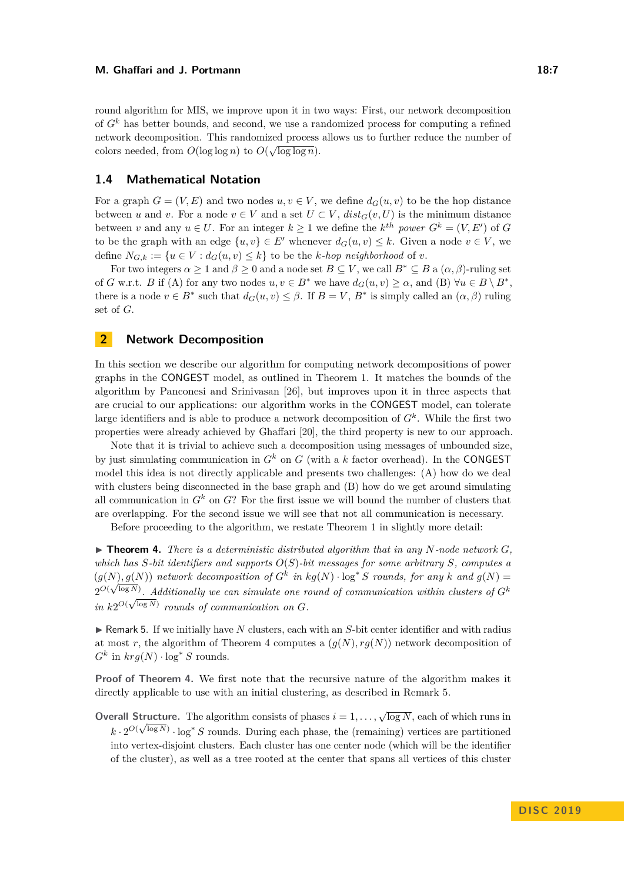round algorithm for MIS, we improve upon it in two ways: First, our network decomposition of $G^k$ has better bounds, and second, we use a randomized process for computing a refined network decomposition. This randomized process allows us to further reduce the number of colors needed, from $O(\log \log n)$ to $O(\sqrt{\log \log n})$.

## 1.4 Mathematical Notation

For a graph $G = (V, E)$ and two nodes $u, v \in V$, we define $d_G(u, v)$ to be the hop distance between $u$ and $v$. For a node $v \in V$ and a set $U \subset V$, $dist_G(v, U)$ is the minimum distance between $v$ and any $u \in U$. For an integer $k \geq 1$ we define the $k^{th}$ *power* $G^k = (V, E')$ of $G$ to be the graph with an edge $\{u, v\} \in E'$ whenever $d_G(u, v) \leq k$. Given a node $v \in V$, we define $N_{G,k} := \{u \in V : d_G(u, v) \leq k\}$ to be the *k-hop neighborhood* of $v$.

For two integers $\alpha \geq 1$ and $\beta \geq 0$ and a node set $B \subseteq V$, we call $B^* \subseteq B$ a $(\alpha, \beta)$-ruling set of $G$ w.r.t. $B$ if (A) for any two nodes $u, v \in B^*$ we have $d_G(u, v) \geq \alpha$, and (B) $\forall u \in B \setminus B^*$, there is a node $v \in B^*$ such that $d_G(u, v) \leq \beta$. If $B = V$, $B^*$ is simply called an $(\alpha, \beta)$ ruling set of $G$.

# 2 Network Decomposition

In this section we describe our algorithm for computing network decompositions of power graphs in the CONGEST model, as outlined in Theorem 1. It matches the bounds of the algorithm by Panconesi and Srinivasan [26], but improves upon it in three aspects that are crucial to our applications: our algorithm works in the CONGEST model, can tolerate large identifiers and is able to produce a network decomposition of $G^k$. While the first two properties were already achieved by Ghaffari [20], the third property is new to our approach.

Note that it is trivial to achieve such a decomposition using messages of unbounded size, by just simulating communication in $G^k$ on $G$ (with a $k$ factor overhead). In the CONGEST model this idea is not directly applicable and presents two challenges: (A) how do we deal with clusters being disconnected in the base graph and (B) how do we get around simulating all communication in $G^k$ on $G$? For the first issue we will bound the number of clusters that are overlapping. For the second issue we will see that not all communication is necessary.

Before proceeding to the algorithm, we restate Theorem 1 in slightly more detail:

▶ **Theorem 4.** *There is a deterministic distributed algorithm that in any $N$-node network $G$, which has $S$-bit identifiers and supports $O(S)$-bit messages for some arbitrary $S$, computes a $(g(N), g(N))$ network decomposition of $G^k$ in $kg(N) \cdot \log^* S$ rounds, for any $k$ and $g(N) = 2^{O(\sqrt{\log N})}$. Additionally we can simulate one round of communication within clusters of $G^k$ in $k2^{O(\sqrt{\log N})}$ rounds of communication on $G$.*

▶ Remark 5. If we initially have $N$ clusters, each with an $S$-bit center identifier and with radius at most $r$, the algorithm of Theorem 4 computes a $(g(N), rg(N))$ network decomposition of $G^k$ in $krg(N) \cdot \log^* S$ rounds.

**Proof of Theorem 4.** We first note that the recursive nature of the algorithm makes it directly applicable to use with an initial clustering, as described in Remark 5.

**Overall Structure.** The algorithm consists of phases $i = 1, \ldots, \sqrt{\log N}$, each of which runs in $k \cdot 2^{O(\sqrt{\log N})} \cdot \log^* S$ rounds. During each phase, the (remaining) vertices are partitioned into vertex-disjoint clusters. Each cluster has one center node (which will be the identifier of the cluster), as well as a tree rooted at the center that spans all vertices of this cluster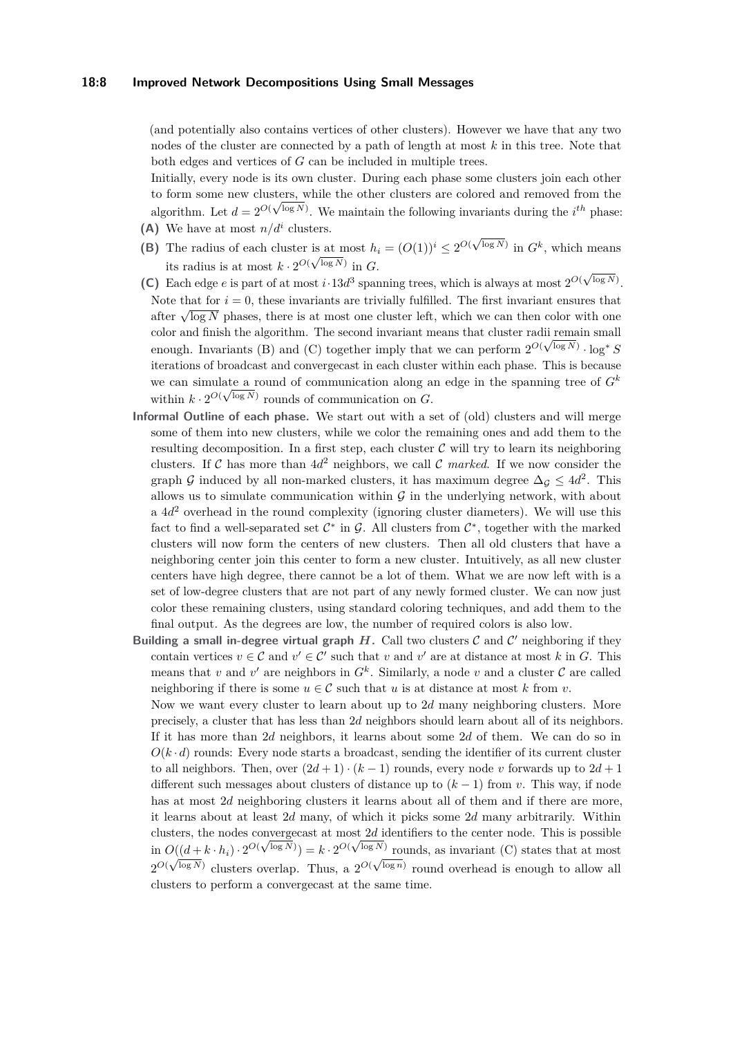(and potentially also contains vertices of other clusters). However we have that any two nodes of the cluster are connected by a path of length at most $k$ in this tree. Note that both edges and vertices of $G$ can be included in multiple trees.

Initially, every node is its own cluster. During each phase some clusters join each other to form some new clusters, while the other clusters are colored and removed from the algorithm. Let $d = 2^{O(\sqrt{\log N})}$. We maintain the following invariants during the $i^{th}$ phase:

**(A)** We have at most $n/d^i$ clusters.

**(B)** The radius of each cluster is at most $h_i = (O(1))^i \leq 2^{O(\sqrt{\log N})}$ in $G^k$, which means its radius is at most $k \cdot 2^{O(\sqrt{\log N})}$ in $G$.

**(C)** Each edge $e$ is part of at most $i \cdot 13d^3$ spanning trees, which is always at most $2^{O(\sqrt{\log N})}$.

Note that for $i = 0$, these invariants are trivially fulfilled. The first invariant ensures that after $\sqrt{\log N}$ phases, there is at most one cluster left, which we can then color with one color and finish the algorithm. The second invariant means that cluster radii remain small enough. Invariants (B) and (C) together imply that we can perform $2^{O(\sqrt{\log N})} \cdot \log^* S$ iterations of broadcast and convergecast in each cluster within each phase. This is because we can simulate a round of communication along an edge in the spanning tree of $G^k$ within $k \cdot 2^{O(\sqrt{\log N})}$ rounds of communication on $G$.

**Informal Outline of each phase.** We start out with a set of (old) clusters and will merge some of them into new clusters, while we color the remaining ones and add them to the resulting decomposition. In a first step, each cluster $\mathcal{C}$ will try to learn its neighboring clusters. If $\mathcal{C}$ has more than $4d^2$ neighbors, we call $\mathcal{C}$ *marked*. If we now consider the graph $\mathcal{G}$ induced by all non-marked clusters, it has maximum degree $\Delta_{\mathcal{G}} \leq 4d^2$. This allows us to simulate communication within $\mathcal{G}$ in the underlying network, with about a $4d^2$ overhead in the round complexity (ignoring cluster diameters). We will use this fact to find a well-separated set $\mathcal{C}^*$ in $\mathcal{G}$. All clusters from $\mathcal{C}^*$, together with the marked clusters will now form the centers of new clusters. Then all old clusters that have a neighboring center join this center to form a new cluster. Intuitively, as all new cluster centers have high degree, there cannot be a lot of them. What we are now left with is a set of low-degree clusters that are not part of any newly formed cluster. We can now just color these remaining clusters, using standard coloring techniques, and add them to the final output. As the degrees are low, the number of required colors is also low.

**Building a small in-degree virtual graph $H$.** Call two clusters $\mathcal{C}$ and $\mathcal{C}'$ neighboring if they contain vertices $v \in \mathcal{C}$ and $v' \in \mathcal{C}'$ such that $v$ and $v'$ are at distance at most $k$ in $G$. This means that $v$ and $v'$ are neighbors in $G^k$. Similarly, a node $v$ and a cluster $\mathcal{C}$ are called neighboring if there is some $u \in \mathcal{C}$ such that $u$ is at distance at most $k$ from $v$.

Now we want every cluster to learn about up to $2d$ many neighboring clusters. More precisely, a cluster that has less than $2d$ neighbors should learn about all of its neighbors. If it has more than $2d$ neighbors, it learns about some $2d$ of them. We can do so in $O(k \cdot d)$ rounds: Every node starts a broadcast, sending the identifier of its current cluster to all neighbors. Then, over $(2d+1) \cdot (k-1)$ rounds, every node $v$ forwards up to $2d+1$ different such messages about clusters of distance up to $(k-1)$ from $v$. This way, if node has at most $2d$ neighboring clusters it learns about all of them and if there are more, it learns about at least $2d$ many, of which it picks some $2d$ many arbitrarily. Within clusters, the nodes convergecast at most $2d$ identifiers to the center node. This is possible in $O((d + k \cdot h_i) \cdot 2^{O(\sqrt{\log N})}) = k \cdot 2^{O(\sqrt{\log N})}$ rounds, as invariant (C) states that at most $2^{O(\sqrt{\log N})}$ clusters overlap. Thus, a $2^{O(\sqrt{\log n})}$ round overhead is enough to allow all clusters to perform a convergecast at the same time.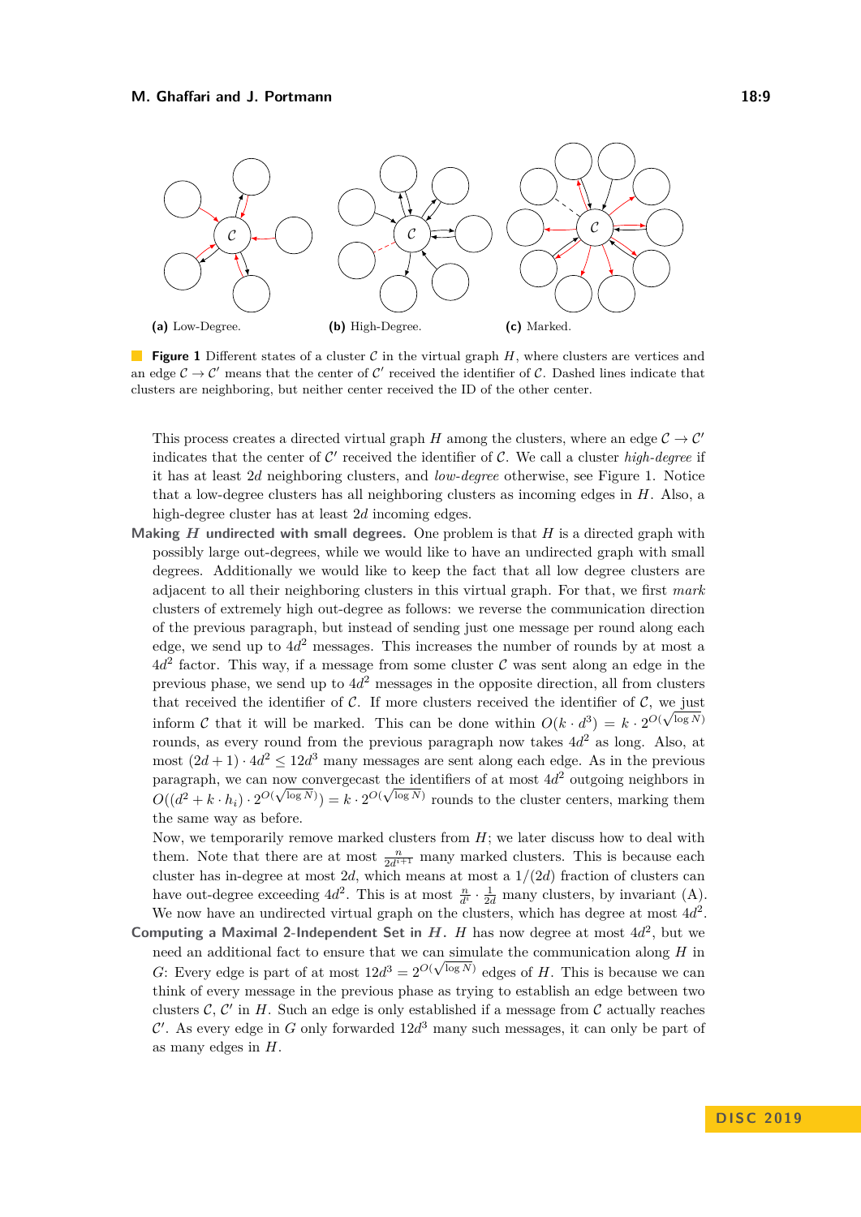(a) Low-Degree.

(b) High-Degree.

(c) Marked.

**Figure 1** Different states of a cluster $\mathcal{C}$ in the virtual graph $H$, where clusters are vertices and an edge $\mathcal{C} \to \mathcal{C}'$ means that the center of $\mathcal{C}'$ received the identifier of $\mathcal{C}$. Dashed lines indicate that clusters are neighboring, but neither center received the ID of the other center.

This process creates a directed virtual graph $H$ among the clusters, where an edge $\mathcal{C} \to \mathcal{C}'$ indicates that the center of $\mathcal{C}'$ received the identifier of $\mathcal{C}$. We call a cluster *high-degree* if it has at least $2d$ neighboring clusters, and *low-degree* otherwise, see Figure 1. Notice that a low-degree clusters has all neighboring clusters as incoming edges in $H$. Also, a high-degree cluster has at least $2d$ incoming edges.

**Making $H$ undirected with small degrees.** One problem is that $H$ is a directed graph with possibly large out-degrees, while we would like to have an undirected graph with small degrees. Additionally we would like to keep the fact that all low degree clusters are adjacent to all their neighboring clusters in this virtual graph. For that, we first *mark* clusters of extremely high out-degree as follows: we reverse the communication direction of the previous paragraph, but instead of sending just one message per round along each edge, we send up to $4d^2$ messages. This increases the number of rounds by at most a $4d^2$ factor. This way, if a message from some cluster $\mathcal{C}$ was sent along an edge in the previous phase, we send up to $4d^2$ messages in the opposite direction, all from clusters that received the identifier of $\mathcal{C}$. If more clusters received the identifier of $\mathcal{C}$, we just inform $\mathcal{C}$ that it will be marked. This can be done within $O(k \cdot d^3) = k \cdot 2^{O(\sqrt{\log N})}$ rounds, as every round from the previous paragraph now takes $4d^2$ as long. Also, at most $(2d+1) \cdot 4d^2 \leq 12d^3$ many messages are sent along each edge. As in the previous paragraph, we can now convergecast the identifiers of at most $4d^2$ outgoing neighbors in $O((d^2 + k \cdot h_i) \cdot 2^{O(\sqrt{\log N})}) = k \cdot 2^{O(\sqrt{\log N})}$ rounds to the cluster centers, marking them the same way as before.

Now, we temporarily remove marked clusters from $H$; we later discuss how to deal with them. Note that there are at most $\frac{n}{2d^{i+1}}$ many marked clusters. This is because each cluster has in-degree at most $2d$, which means at most a $1/(2d)$ fraction of clusters can have out-degree exceeding $4d^2$. This is at most $\frac{n}{d^i} \cdot \frac{1}{2d}$ many clusters, by invariant (A). We now have an undirected virtual graph on the clusters, which has degree at most $4d^2$.

**Computing a Maximal 2-Independent Set in $H$.** $H$ has now degree at most $4d^2$, but we need an additional fact to ensure that we can simulate the communication along $H$ in $G$: Every edge is part of at most $12d^3 = 2^{O(\sqrt{\log N})}$ edges of $H$. This is because we can think of every message in the previous phase as trying to establish an edge between two clusters $\mathcal{C}$, $\mathcal{C}'$ in $H$. Such an edge is only established if a message from $\mathcal{C}$ actually reaches $\mathcal{C}'$. As every edge in $G$ only forwarded $12d^3$ many such messages, it can only be part of as many edges in $H$.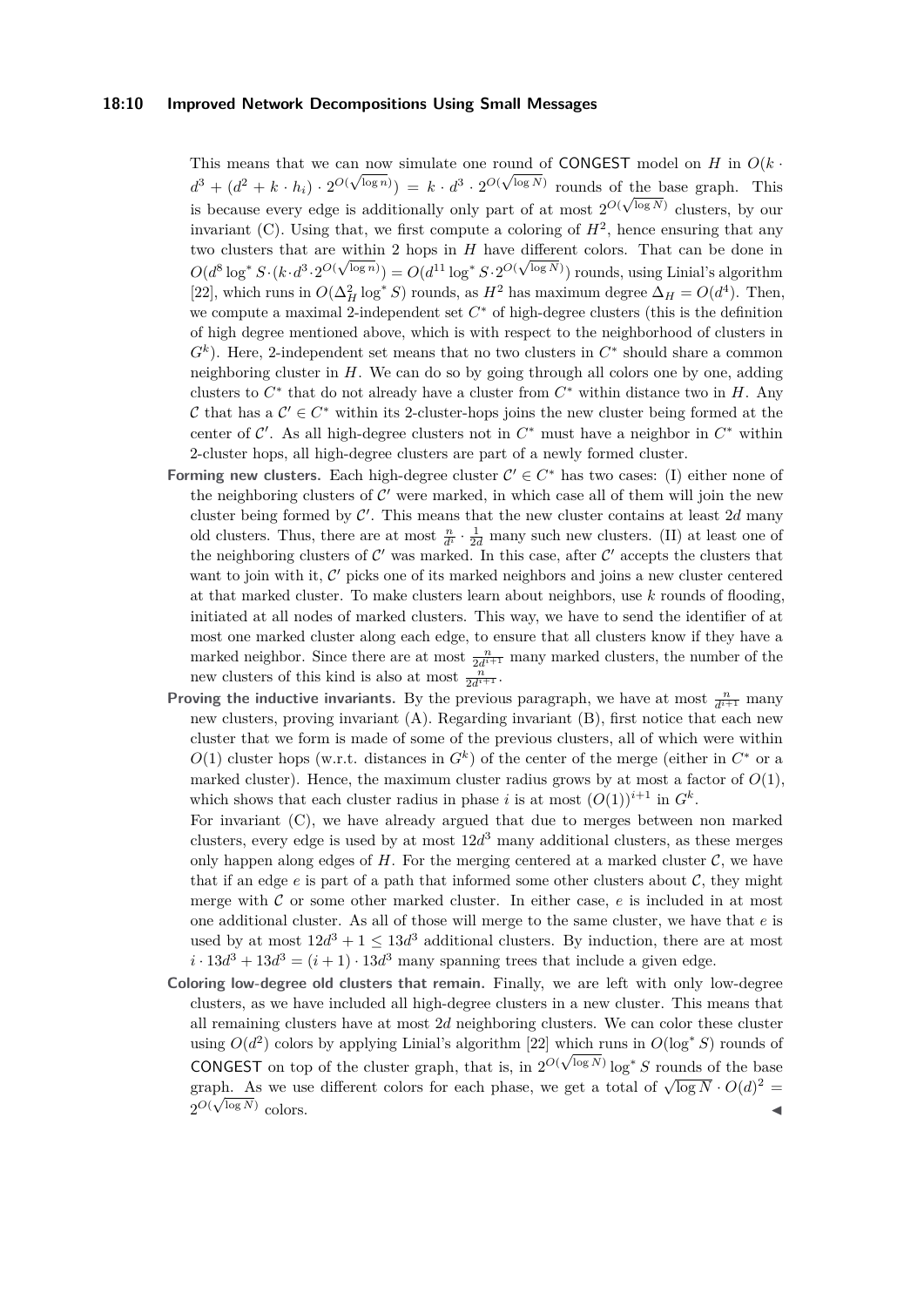This means that we can now simulate one round of CONGEST model on $H$ in $O(k \cdot d^3 + (d^2 + k \cdot h_i) \cdot 2^{O(\sqrt{\log n})}) = k \cdot d^3 \cdot 2^{O(\sqrt{\log N})}$ rounds of the base graph. This is because every edge is additionally only part of at most $2^{O(\sqrt{\log N})}$ clusters, by our invariant (C). Using that, we first compute a coloring of $H^2$, hence ensuring that any two clusters that are within 2 hops in $H$ have different colors. That can be done in $O(d^8 \log^* S \cdot (k \cdot d^3 \cdot 2^{O(\sqrt{\log n})}) = O(d^{11} \log^* S \cdot 2^{O(\sqrt{\log N})})$ rounds, using Linial's algorithm [22], which runs in $O(\Delta_H^2 \log^* S)$ rounds, as $H^2$ has maximum degree $\Delta_H = O(d^4)$. Then, we compute a maximal 2-independent set $C^*$ of high-degree clusters (this is the definition of high degree mentioned above, which is with respect to the neighborhood of clusters in $G^k$). Here, 2-independent set means that no two clusters in $C^*$ should share a common neighboring cluster in $H$. We can do so by going through all colors one by one, adding clusters to $C^*$ that do not already have a cluster from $C^*$ within distance two in $H$. Any $\mathcal{C}$ that has a $\mathcal{C}' \in C^*$ within its 2-cluster-hops joins the new cluster being formed at the center of $\mathcal{C}'$. As all high-degree clusters not in $C^*$ must have a neighbor in $C^*$ within 2-cluster hops, all high-degree clusters are part of a newly formed cluster.

**Forming new clusters.** Each high-degree cluster $\mathcal{C}' \in C^*$ has two cases: (I) either none of the neighboring clusters of $\mathcal{C}'$ were marked, in which case all of them will join the new cluster being formed by $\mathcal{C}'$. This means that the new cluster contains at least $2d$ many old clusters. Thus, there are at most $\frac{n}{d^i} \cdot \frac{1}{2d}$ many such new clusters. (II) at least one of the neighboring clusters of $\mathcal{C}'$ was marked. In this case, after $\mathcal{C}'$ accepts the clusters that want to join with it, $\mathcal{C}'$ picks one of its marked neighbors and joins a new cluster centered at that marked cluster. To make clusters learn about neighbors, use $k$ rounds of flooding, initiated at all nodes of marked clusters. This way, we have to send the identifier of at most one marked cluster along each edge, to ensure that all clusters know if they have a marked neighbor. Since there are at most $\frac{n}{2d^{i+1}}$ many marked clusters, the number of the new clusters of this kind is also at most $\frac{n}{2d^{i+1}}$.

**Proving the inductive invariants.** By the previous paragraph, we have at most $\frac{n}{d^{i+1}}$ many new clusters, proving invariant (A). Regarding invariant (B), first notice that each new cluster that we form is made of some of the previous clusters, all of which were within $O(1)$ cluster hops (w.r.t. distances in $G^k$) of the center of the merge (either in $C^*$ or a marked cluster). Hence, the maximum cluster radius grows by at most a factor of $O(1)$, which shows that each cluster radius in phase $i$ is at most $(O(1))^{i+1}$ in $G^k$.

For invariant (C), we have already argued that due to merges between non marked clusters, every edge is used by at most $12d^3$ many additional clusters, as these merges only happen along edges of $H$. For the merging centered at a marked cluster $\mathcal{C}$, we have that if an edge $e$ is part of a path that informed some other clusters about $\mathcal{C}$, they might merge with $\mathcal{C}$ or some other marked cluster. In either case, $e$ is included in at most one additional cluster. As all of those will merge to the same cluster, we have that $e$ is used by at most $12d^3 + 1 \leq 13d^3$ additional clusters. By induction, there are at most $i \cdot 13d^3 + 13d^3 = (i+1) \cdot 13d^3$ many spanning trees that include a given edge.

**Coloring low-degree old clusters that remain.** Finally, we are left with only low-degree clusters, as we have included all high-degree clusters in a new cluster. This means that all remaining clusters have at most $2d$ neighboring clusters. We can color these cluster using $O(d^2)$ colors by applying Linial's algorithm [22] which runs in $O(\log^* S)$ rounds of CONGEST on top of the cluster graph, that is, in $2^{O(\sqrt{\log N})} \log^* S$ rounds of the base graph. As we use different colors for each phase, we get a total of $\sqrt{\log N} \cdot O(d)^2 = 2^{O(\sqrt{\log N})}$ colors. ◀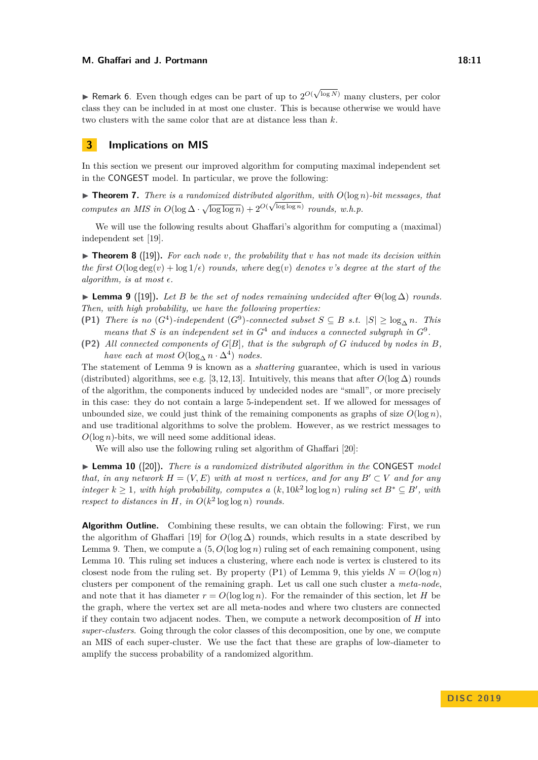▶ Remark 6. Even though edges can be part of up to $2^{O(\sqrt{\log N})}$ many clusters, per color class they can be included in at most one cluster. This is because otherwise we would have two clusters with the same color that are at distance less than $k$.

## 3 Implications on MIS

In this section we present our improved algorithm for computing maximal independent set in the CONGEST model. In particular, we prove the following:

▶ **Theorem 7.** *There is a randomized distributed algorithm, with $O(\log n)$-bit messages, that computes an MIS in $O(\log \Delta \cdot \sqrt{\log \log n}) + 2^{O(\sqrt{\log \log n})}$ rounds, w.h.p.*

We will use the following results about Ghaffari's algorithm for computing a (maximal) independent set [19].

▶ **Theorem 8** ([19]). *For each node $v$, the probability that $v$ has not made its decision within the first $O(\log \deg(v) + \log 1/\epsilon)$ rounds, where $\deg(v)$ denotes $v$'s degree at the start of the algorithm, is at most $\epsilon$.*

▶ **Lemma 9** ([19]). *Let $B$ be the set of nodes remaining undecided after $\Theta(\log \Delta)$ rounds. Then, with high probability, we have the following properties:*

**(P1)** *There is no ($G^4$)-independent ($G^9$)-connected subset $S \subseteq B$ s.t. $|S| \geq \log_\Delta n$. This means that $S$ is an independent set in $G^4$ and induces a connected subgraph in $G^9$.*

**(P2)** *All connected components of $G[B]$, that is the subgraph of $G$ induced by nodes in $B$, have each at most $O(\log_\Delta n \cdot \Delta^4)$ nodes.*

The statement of Lemma 9 is known as a *shattering* guarantee, which is used in various (distributed) algorithms, see e.g. [3,12,13]. Intuitively, this means that after $O(\log \Delta)$ rounds of the algorithm, the components induced by undecided nodes are "small", or more precisely in this case: they do not contain a large 5-independent set. If we allowed for messages of unbounded size, we could just think of the remaining components as graphs of size $O(\log n)$, and use traditional algorithms to solve the problem. However, as we restrict messages to $O(\log n)$-bits, we will need some additional ideas.

We will also use the following ruling set algorithm of Ghaffari [20]:

▶ **Lemma 10** ([20]). *There is a randomized distributed algorithm in the CONGEST model that, in any network $H = (V, E)$ with at most $n$ vertices, and for any $B' \subset V$ and for any integer $k \geq 1$, with high probability, computes a $(k, 10k^2 \log \log n)$ ruling set $B^* \subseteq B'$, with respect to distances in $H$, in $O(k^2 \log \log n)$ rounds.*

**Algorithm Outline.** Combining these results, we can obtain the following: First, we run the algorithm of Ghaffari [19] for $O(\log \Delta)$ rounds, which results in a state described by Lemma 9. Then, we compute a $(5, O(\log \log n)$ ruling set of each remaining component, using Lemma 10. This ruling set induces a clustering, where each node is vertex is clustered to its closest node from the ruling set. By property (P1) of Lemma 9, this yields $N = O(\log n)$ clusters per component of the remaining graph. Let us call one such cluster a *meta-node*, and note that it has diameter $r = O(\log \log n)$. For the remainder of this section, let $H$ be the graph, where the vertex set are all meta-nodes and where two clusters are connected if they contain two adjacent nodes. Then, we compute a network decomposition of $H$ into *super-clusters*. Going through the color classes of this decomposition, one by one, we compute an MIS of each super-cluster. We use the fact that these are graphs of low-diameter to amplify the success probability of a randomized algorithm.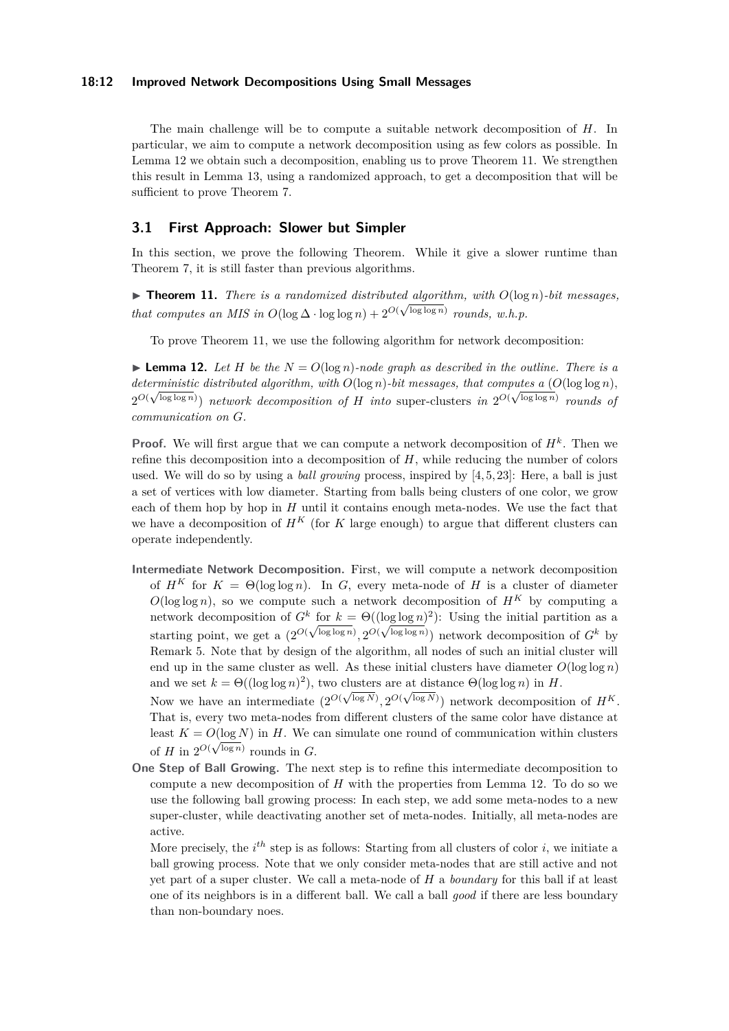The main challenge will be to compute a suitable network decomposition of $H$. In particular, we aim to compute a network decomposition using as few colors as possible. In Lemma 12 we obtain such a decomposition, enabling us to prove Theorem 11. We strengthen this result in Lemma 13, using a randomized approach, to get a decomposition that will be sufficient to prove Theorem 7.

## 3.1 First Approach: Slower but Simpler

In this section, we prove the following Theorem. While it give a slower runtime than Theorem 7, it is still faster than previous algorithms.

▶ **Theorem 11.** *There is a randomized distributed algorithm, with $O(\log n)$-bit messages, that computes an MIS in $O(\log \Delta \cdot \log \log n) + 2^{O(\sqrt{\log \log n})}$ rounds, w.h.p.*

To prove Theorem 11, we use the following algorithm for network decomposition:

▶ **Lemma 12.** *Let $H$ be the $N = O(\log n)$-node graph as described in the outline. There is a deterministic distributed algorithm, with $O(\log n)$-bit messages, that computes a $(O(\log \log n), 2^{O(\sqrt{\log \log n})})$ network decomposition of $H$ into* super-clusters *in $2^{O(\sqrt{\log \log n})}$ rounds of communication on $G$.*

**Proof.** We will first argue that we can compute a network decomposition of $H^k$. Then we refine this decomposition into a decomposition of $H$, while reducing the number of colors used. We will do so by using a *ball growing* process, inspired by [4, 5, 23]: Here, a ball is just a set of vertices with low diameter. Starting from balls being clusters of one color, we grow each of them hop by hop in $H$ until it contains enough meta-nodes. We use the fact that we have a decomposition of $H^K$ (for $K$ large enough) to argue that different clusters can operate independently.

**Intermediate Network Decomposition.** First, we will compute a network decomposition of $H^K$ for $K = \Theta(\log \log n)$. In $G$, every meta-node of $H$ is a cluster of diameter $O(\log \log n)$, so we compute such a network decomposition of $H^K$ by computing a network decomposition of $G^k$ for $k = \Theta((\log \log n)^2)$: Using the initial partition as a starting point, we get a $(2^{O(\sqrt{\log \log n})}, 2^{O(\sqrt{\log \log n})})$ network decomposition of $G^k$ by Remark 5. Note that by design of the algorithm, all nodes of such an initial cluster will end up in the same cluster as well. As these initial clusters have diameter $O(\log \log n)$ and we set $k = \Theta((\log \log n)^2)$, two clusters are at distance $\Theta(\log \log n)$ in $H$.

Now we have an intermediate $(2^{O(\sqrt{\log N})}, 2^{O(\sqrt{\log N})})$ network decomposition of $H^K$. That is, every two meta-nodes from different clusters of the same color have distance at least $K = O(\log N)$ in $H$. We can simulate one round of communication within clusters of $H$ in $2^{O(\sqrt{\log n})}$ rounds in $G$.

**One Step of Ball Growing.** The next step is to refine this intermediate decomposition to compute a new decomposition of $H$ with the properties from Lemma 12. To do so we use the following ball growing process: In each step, we add some meta-nodes to a new super-cluster, while deactivating another set of meta-nodes. Initially, all meta-nodes are active.

More precisely, the $i^{th}$ step is as follows: Starting from all clusters of color $i$, we initiate a ball growing process. Note that we only consider meta-nodes that are still active and not yet part of a super cluster. We call a meta-node of $H$ a *boundary* for this ball if at least one of its neighbors is in a different ball. We call a ball *good* if there are less boundary than non-boundary noes.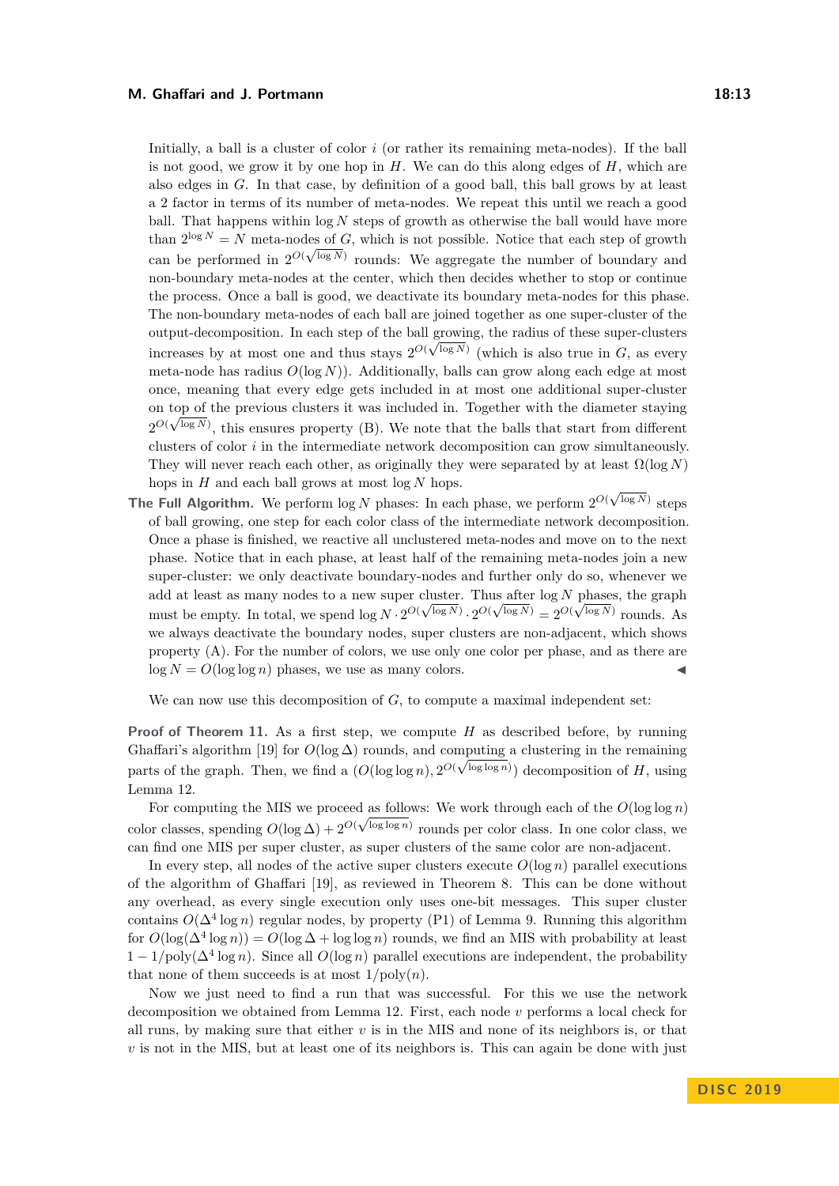Initially, a ball is a cluster of color $i$ (or rather its remaining meta-nodes). If the ball is not good, we grow it by one hop in $H$. We can do this along edges of $H$, which are also edges in $G$. In that case, by definition of a good ball, this ball grows by at least a 2 factor in terms of its number of meta-nodes. We repeat this until we reach a good ball. That happens within $\log N$ steps of growth as otherwise the ball would have more than $2^{\log N} = N$ meta-nodes of $G$, which is not possible. Notice that each step of growth can be performed in $2^{O(\sqrt{\log N})}$ rounds: We aggregate the number of boundary and non-boundary meta-nodes at the center, which then decides whether to stop or continue the process. Once a ball is good, we deactivate its boundary meta-nodes for this phase. The non-boundary meta-nodes of each ball are joined together as one super-cluster of the output-decomposition. In each step of the ball growing, the radius of these super-clusters increases by at most one and thus stays $2^{O(\sqrt{\log N})}$ (which is also true in $G$, as every meta-node has radius $O(\log N)$). Additionally, balls can grow along each edge at most once, meaning that every edge gets included in at most one additional super-cluster on top of the previous clusters it was included in. Together with the diameter staying $2^{O(\sqrt{\log N})}$, this ensures property (B). We note that the balls that start from different clusters of color $i$ in the intermediate network decomposition can grow simultaneously. They will never reach each other, as originally they were separated by at least $\Omega(\log N)$ hops in $H$ and each ball grows at most $\log N$ hops.

**The Full Algorithm.** We perform $\log N$ phases: In each phase, we perform $2^{O(\sqrt{\log N})}$ steps of ball growing, one step for each color class of the intermediate network decomposition. Once a phase is finished, we reactive all unclustered meta-nodes and move on to the next phase. Notice that in each phase, at least half of the remaining meta-nodes join a new super-cluster: we only deactivate boundary-nodes and further only do so, whenever we add at least as many nodes to a new super cluster. Thus after $\log N$ phases, the graph must be empty. In total, we spend $\log N \cdot 2^{O(\sqrt{\log N})} \cdot 2^{O(\sqrt{\log N})} = 2^{O(\sqrt{\log N})}$ rounds. As we always deactivate the boundary nodes, super clusters are non-adjacent, which shows property (A). For the number of colors, we use only one color per phase, and as there are $\log N = O(\log \log n)$ phases, we use as many colors. ◀

We can now use this decomposition of $G$, to compute a maximal independent set:

**Proof of Theorem 11.** As a first step, we compute $H$ as described before, by running Ghaffari's algorithm [19] for $O(\log \Delta)$ rounds, and computing a clustering in the remaining parts of the graph. Then, we find a $(O(\log \log n), 2^{O(\sqrt{\log \log n})})$ decomposition of $H$, using Lemma 12.

For computing the MIS we proceed as follows: We work through each of the $O(\log \log n)$ color classes, spending $O(\log \Delta) + 2^{O(\sqrt{\log \log n})}$ rounds per color class. In one color class, we can find one MIS per super cluster, as super clusters of the same color are non-adjacent.

In every step, all nodes of the active super clusters execute $O(\log n)$ parallel executions of the algorithm of Ghaffari [19], as reviewed in Theorem 8. This can be done without any overhead, as every single execution only uses one-bit messages. This super cluster contains $O(\Delta^4 \log n)$ regular nodes, by property (P1) of Lemma 9. Running this algorithm for $O(\log(\Delta^4 \log n)) = O(\log \Delta + \log \log n)$ rounds, we find an MIS with probability at least $1 - 1/\text{poly}(\Delta^4 \log n)$. Since all $O(\log n)$ parallel executions are independent, the probability that none of them succeeds is at most $1/\text{poly}(n)$.

Now we just need to find a run that was successful. For this we use the network decomposition we obtained from Lemma 12. First, each node $v$ performs a local check for all runs, by making sure that either $v$ is in the MIS and none of its neighbors is, or that $v$ is not in the MIS, but at least one of its neighbors is. This can again be done with just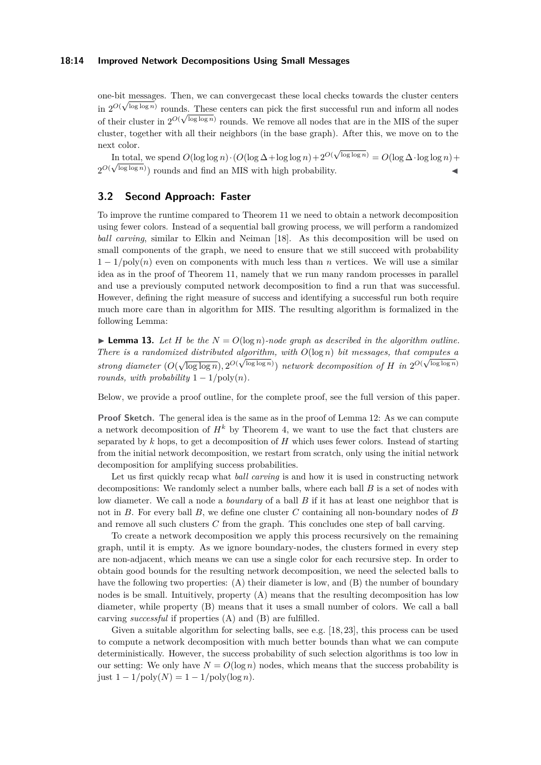one-bit messages. Then, we can convergecast these local checks towards the cluster centers in $2^{O(\sqrt{\log\log n})}$ rounds. These centers can pick the first successful run and inform all nodes of their cluster in $2^{O(\sqrt{\log\log n})}$ rounds. We remove all nodes that are in the MIS of the super cluster, together with all their neighbors (in the base graph). After this, we move on to the next color.

In total, we spend $O(\log\log n)\cdot(O(\log\Delta+\log\log n)+2^{O(\sqrt{\log\log n})} = O(\log\Delta\cdot\log\log n)+2^{O(\sqrt{\log\log n})})$ rounds and find an MIS with high probability. ◀

## 3.2 Second Approach: Faster

To improve the runtime compared to Theorem 11 we need to obtain a network decomposition using fewer colors. Instead of a sequential ball growing process, we will perform a randomized *ball carving*, similar to Elkin and Neiman [18]. As this decomposition will be used on small components of the graph, we need to ensure that we still succeed with probability $1-1/\text{poly}(n)$ even on components with much less than $n$ vertices. We will use a similar idea as in the proof of Theorem 11, namely that we run many random processes in parallel and use a previously computed network decomposition to find a run that was successful. However, defining the right measure of success and identifying a successful run both require much more care than in algorithm for MIS. The resulting algorithm is formalized in the following Lemma:

▶ **Lemma 13.** *Let $H$ be the $N=O(\log n)$-node graph as described in the algorithm outline. There is a randomized distributed algorithm, with $O(\log n)$ bit messages, that computes a strong diameter $(O(\sqrt{\log\log n}), 2^{O(\sqrt{\log\log n})})$ network decomposition of $H$ in $2^{O(\sqrt{\log\log n})}$ rounds, with probability $1-1/\text{poly}(n)$.*

Below, we provide a proof outline, for the complete proof, see the full version of this paper.

**Proof Sketch.** The general idea is the same as in the proof of Lemma 12: As we can compute a network decomposition of $H^k$ by Theorem 4, we want to use the fact that clusters are separated by $k$ hops, to get a decomposition of $H$ which uses fewer colors. Instead of starting from the initial network decomposition, we restart from scratch, only using the initial network decomposition for amplifying success probabilities.

Let us first quickly recap what *ball carving* is and how it is used in constructing network decompositions: We randomly select a number balls, where each ball $B$ is a set of nodes with low diameter. We call a node a *boundary* of a ball $B$ if it has at least one neighbor that is not in $B$. For every ball $B$, we define one cluster $C$ containing all non-boundary nodes of $B$ and remove all such clusters $C$ from the graph. This concludes one step of ball carving.

To create a network decomposition we apply this process recursively on the remaining graph, until it is empty. As we ignore boundary-nodes, the clusters formed in every step are non-adjacent, which means we can use a single color for each recursive step. In order to obtain good bounds for the resulting network decomposition, we need the selected balls to have the following two properties: (A) their diameter is low, and (B) the number of boundary nodes is be small. Intuitively, property (A) means that the resulting decomposition has low diameter, while property (B) means that it uses a small number of colors. We call a ball carving *successful* if properties (A) and (B) are fulfilled.

Given a suitable algorithm for selecting balls, see e.g. [18, 23], this process can be used to compute a network decomposition with much better bounds than what we can compute deterministically. However, the success probability of such selection algorithms is too low in our setting: We only have $N=O(\log n)$ nodes, which means that the success probability is just $1-1/\text{poly}(N)=1-1/\text{poly}(\log n)$.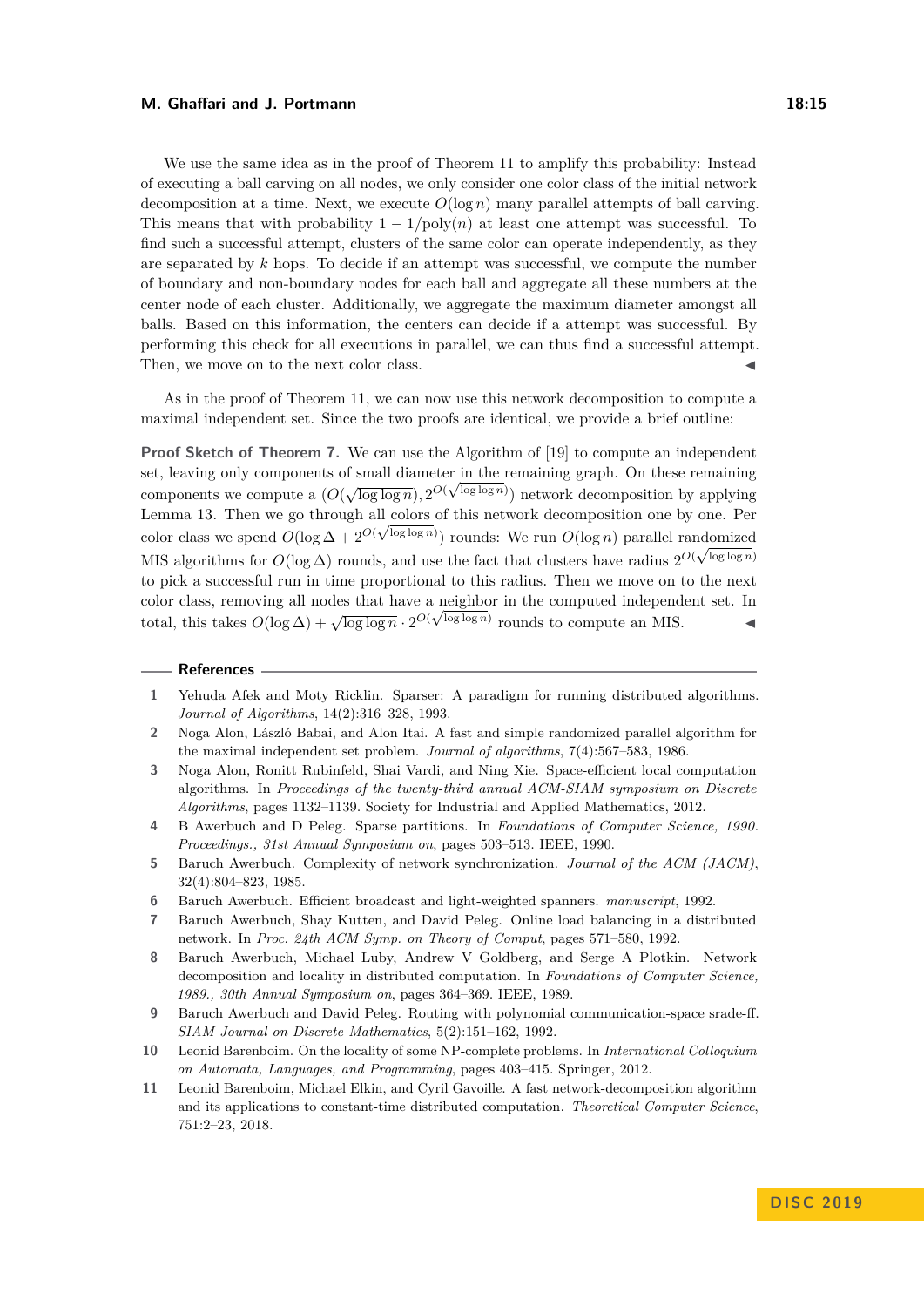We use the same idea as in the proof of Theorem 11 to amplify this probability: Instead of executing a ball carving on all nodes, we only consider one color class of the initial network decomposition at a time. Next, we execute $O(\log n)$ many parallel attempts of ball carving. This means that with probability $1 - 1/\text{poly}(n)$ at least one attempt was successful. To find such a successful attempt, clusters of the same color can operate independently, as they are separated by $k$ hops. To decide if an attempt was successful, we compute the number of boundary and non-boundary nodes for each ball and aggregate all these numbers at the center node of each cluster. Additionally, we aggregate the maximum diameter amongst all balls. Based on this information, the centers can decide if a attempt was successful. By performing this check for all executions in parallel, we can thus find a successful attempt. Then, we move on to the next color class. ◀

As in the proof of Theorem 11, we can now use this network decomposition to compute a maximal independent set. Since the two proofs are identical, we provide a brief outline:

**Proof Sketch of Theorem 7.** We can use the Algorithm of [19] to compute an independent set, leaving only components of small diameter in the remaining graph. On these remaining components we compute a $(O(\sqrt{\log\log n}), 2^{O(\sqrt{\log\log n})})$ network decomposition by applying Lemma 13. Then we go through all colors of this network decomposition one by one. Per color class we spend $O(\log \Delta + 2^{O(\sqrt{\log\log n})})$ rounds: We run $O(\log n)$ parallel randomized MIS algorithms for $O(\log \Delta)$ rounds, and use the fact that clusters have radius $2^{O(\sqrt{\log\log n})}$ to pick a successful run in time proportional to this radius. Then we move on to the next color class, removing all nodes that have a neighbor in the computed independent set. In total, this takes $O(\log \Delta) + \sqrt{\log\log n} \cdot 2^{O(\sqrt{\log\log n})}$ rounds to compute an MIS. ◀

## References

1. Yehuda Afek and Moty Ricklin. Sparser: A paradigm for running distributed algorithms. *Journal of Algorithms*, 14(2):316–328, 1993.
2. Noga Alon, László Babai, and Alon Itai. A fast and simple randomized parallel algorithm for the maximal independent set problem. *Journal of algorithms*, 7(4):567–583, 1986.
3. Noga Alon, Ronitt Rubinfeld, Shai Vardi, and Ning Xie. Space-efficient local computation algorithms. In *Proceedings of the twenty-third annual ACM-SIAM symposium on Discrete Algorithms*, pages 1132–1139. Society for Industrial and Applied Mathematics, 2012.
4. B Awerbuch and D Peleg. Sparse partitions. In *Foundations of Computer Science, 1990. Proceedings., 31st Annual Symposium on*, pages 503–513. IEEE, 1990.
5. Baruch Awerbuch. Complexity of network synchronization. *Journal of the ACM (JACM)*, 32(4):804–823, 1985.
6. Baruch Awerbuch. Efficient broadcast and light-weighted spanners. *manuscript*, 1992.
7. Baruch Awerbuch, Shay Kutten, and David Peleg. Online load balancing in a distributed network. In *Proc. 24th ACM Symp. on Theory of Comput*, pages 571–580, 1992.
8. Baruch Awerbuch, Michael Luby, Andrew V Goldberg, and Serge A Plotkin. Network decomposition and locality in distributed computation. In *Foundations of Computer Science, 1989., 30th Annual Symposium on*, pages 364–369. IEEE, 1989.
9. Baruch Awerbuch and David Peleg. Routing with polynomial communication-space srade-ff. *SIAM Journal on Discrete Mathematics*, 5(2):151–162, 1992.
10. Leonid Barenboim. On the locality of some NP-complete problems. In *International Colloquium on Automata, Languages, and Programming*, pages 403–415. Springer, 2012.
11. Leonid Barenboim, Michael Elkin, and Cyril Gavoille. A fast network-decomposition algorithm and its applications to constant-time distributed computation. *Theoretical Computer Science*, 751:2–23, 2018.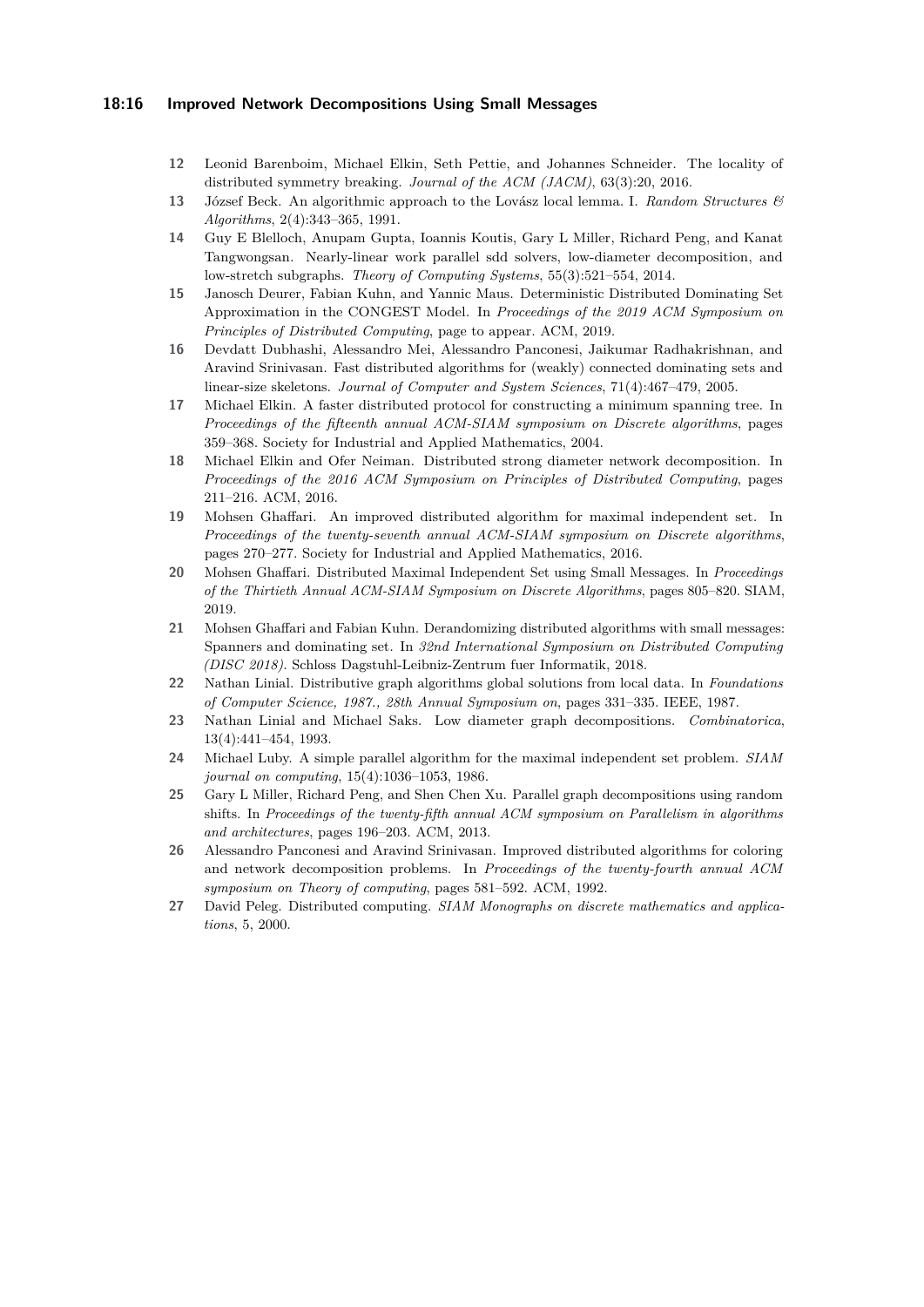12 Leonid Barenboim, Michael Elkin, Seth Pettie, and Johannes Schneider. The locality of distributed symmetry breaking. *Journal of the ACM (JACM)*, 63(3):20, 2016.

13 József Beck. An algorithmic approach to the Lovász local lemma. I. *Random Structures & Algorithms*, 2(4):343–365, 1991.

14 Guy E Blelloch, Anupam Gupta, Ioannis Koutis, Gary L Miller, Richard Peng, and Kanat Tangwongsan. Nearly-linear work parallel sdd solvers, low-diameter decomposition, and low-stretch subgraphs. *Theory of Computing Systems*, 55(3):521–554, 2014.

15 Janosch Deurer, Fabian Kuhn, and Yannic Maus. Deterministic Distributed Dominating Set Approximation in the CONGEST Model. In *Proceedings of the 2019 ACM Symposium on Principles of Distributed Computing*, page to appear. ACM, 2019.

16 Devdatt Dubhashi, Alessandro Mei, Alessandro Panconesi, Jaikumar Radhakrishnan, and Aravind Srinivasan. Fast distributed algorithms for (weakly) connected dominating sets and linear-size skeletons. *Journal of Computer and System Sciences*, 71(4):467–479, 2005.

17 Michael Elkin. A faster distributed protocol for constructing a minimum spanning tree. In *Proceedings of the fifteenth annual ACM-SIAM symposium on Discrete algorithms*, pages 359–368. Society for Industrial and Applied Mathematics, 2004.

18 Michael Elkin and Ofer Neiman. Distributed strong diameter network decomposition. In *Proceedings of the 2016 ACM Symposium on Principles of Distributed Computing*, pages 211–216. ACM, 2016.

19 Mohsen Ghaffari. An improved distributed algorithm for maximal independent set. In *Proceedings of the twenty-seventh annual ACM-SIAM symposium on Discrete algorithms*, pages 270–277. Society for Industrial and Applied Mathematics, 2016.

20 Mohsen Ghaffari. Distributed Maximal Independent Set using Small Messages. In *Proceedings of the Thirtieth Annual ACM-SIAM Symposium on Discrete Algorithms*, pages 805–820. SIAM, 2019.

21 Mohsen Ghaffari and Fabian Kuhn. Derandomizing distributed algorithms with small messages: Spanners and dominating set. In *32nd International Symposium on Distributed Computing (DISC 2018)*. Schloss Dagstuhl-Leibniz-Zentrum fuer Informatik, 2018.

22 Nathan Linial. Distributive graph algorithms global solutions from local data. In *Foundations of Computer Science, 1987., 28th Annual Symposium on*, pages 331–335. IEEE, 1987.

23 Nathan Linial and Michael Saks. Low diameter graph decompositions. *Combinatorica*, 13(4):441–454, 1993.

24 Michael Luby. A simple parallel algorithm for the maximal independent set problem. *SIAM journal on computing*, 15(4):1036–1053, 1986.

25 Gary L Miller, Richard Peng, and Shen Chen Xu. Parallel graph decompositions using random shifts. In *Proceedings of the twenty-fifth annual ACM symposium on Parallelism in algorithms and architectures*, pages 196–203. ACM, 2013.

26 Alessandro Panconesi and Aravind Srinivasan. Improved distributed algorithms for coloring and network decomposition problems. In *Proceedings of the twenty-fourth annual ACM symposium on Theory of computing*, pages 581–592. ACM, 1992.

27 David Peleg. Distributed computing. *SIAM Monographs on discrete mathematics and applications*, 5, 2000.